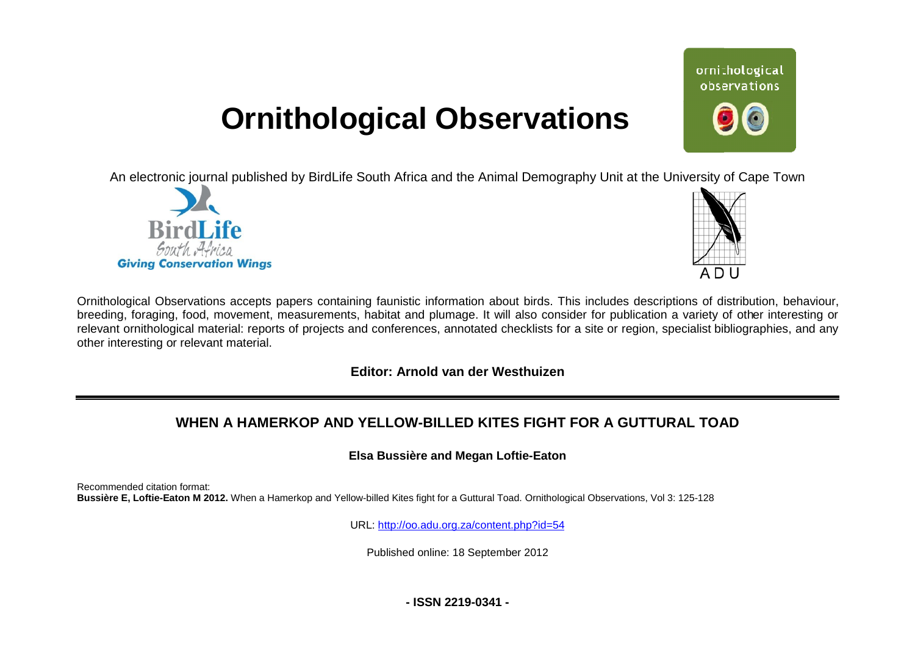# Ornithological Observations

An electronic journal published by BirdLife South Africa and the Animal Demography Unit at the University of Cape Town

Ornithological Observations accepts papers containing faunistic information about birds. This includes descriptions of distribution, behaviour, breeding, foraging, food, movement, measurements, habitat and plumage. It will also consider for publication a variety of other interesting or relevant ornithological material: reports of projects and conferences, annotated checklists for a site or region, specialist bibliographies, and any other interesting or relevant material.

**Editor: Arnold van der Westhuizen**

---

## WHEN A HAMERKOP AND YELLOW-BILLED KITES FIGHT FOR A GUTTURAL TOAD

**Elsa Bussière and Megan Loftie-Eaton**

Recommended citation format:
**Bussière E, Loftie-Eaton M 2012.** When a Hamerkop and Yellow-billed Kites fight for a Guttural Toad. Ornithological Observations, Vol 3: 125-128

URL: http://oo.adu.org.za/content.php?id=54

Published online: 18 September 2012

**- ISSN 2219-0341 -**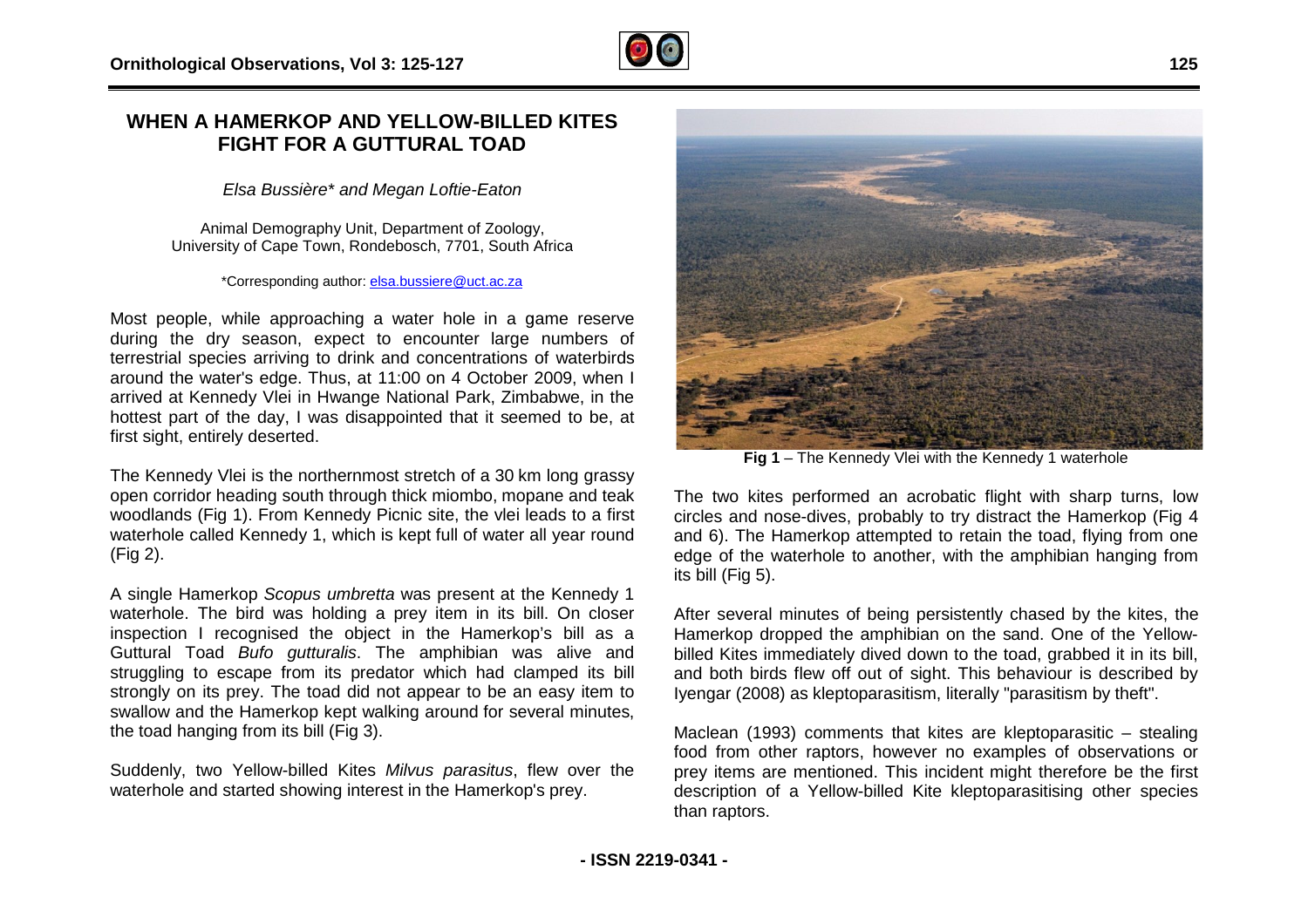# WHEN A HAMERKOP AND YELLOW-BILLED KITES FIGHT FOR A GUTTURAL TOAD

*Elsa Bussière\* and Megan Loftie-Eaton*

Animal Demography Unit, Department of Zoology, University of Cape Town, Rondebosch, 7701, South Africa

\*Corresponding author: elsa.bussiere@uct.ac.za

Most people, while approaching a water hole in a game reserve during the dry season, expect to encounter large numbers of terrestrial species arriving to drink and concentrations of waterbirds around the water's edge. Thus, at 11:00 on 4 October 2009, when I arrived at Kennedy Vlei in Hwange National Park, Zimbabwe, in the hottest part of the day, I was disappointed that it seemed to be, at first sight, entirely deserted.

The Kennedy Vlei is the northernmost stretch of a 30 km long grassy open corridor heading south through thick miombo, mopane and teak woodlands (Fig 1). From Kennedy Picnic site, the vlei leads to a first waterhole called Kennedy 1, which is kept full of water all year round (Fig 2).

A single Hamerkop *Scopus umbretta* was present at the Kennedy 1 waterhole. The bird was holding a prey item in its bill. On closer inspection I recognised the object in the Hamerkop's bill as a Guttural Toad *Bufo gutturalis*. The amphibian was alive and struggling to escape from its predator which had clamped its bill strongly on its prey. The toad did not appear to be an easy item to swallow and the Hamerkop kept walking around for several minutes, the toad hanging from its bill (Fig 3).

Suddenly, two Yellow-billed Kites *Milvus parasitus*, flew over the waterhole and started showing interest in the Hamerkop's prey.

**Fig 1** – The Kennedy Vlei with the Kennedy 1 waterhole

The two kites performed an acrobatic flight with sharp turns, low circles and nose-dives, probably to try distract the Hamerkop (Fig 4 and 6). The Hamerkop attempted to retain the toad, flying from one edge of the waterhole to another, with the amphibian hanging from its bill (Fig 5).

After several minutes of being persistently chased by the kites, the Hamerkop dropped the amphibian on the sand. One of the Yellow-billed Kites immediately dived down to the toad, grabbed it in its bill, and both birds flew off out of sight. This behaviour is described by Iyengar (2008) as kleptoparasitism, literally "parasitism by theft".

Maclean (1993) comments that kites are kleptoparasitic – stealing food from other raptors, however no examples of observations or prey items are mentioned. This incident might therefore be the first description of a Yellow-billed Kite kleptoparasitising other species than raptors.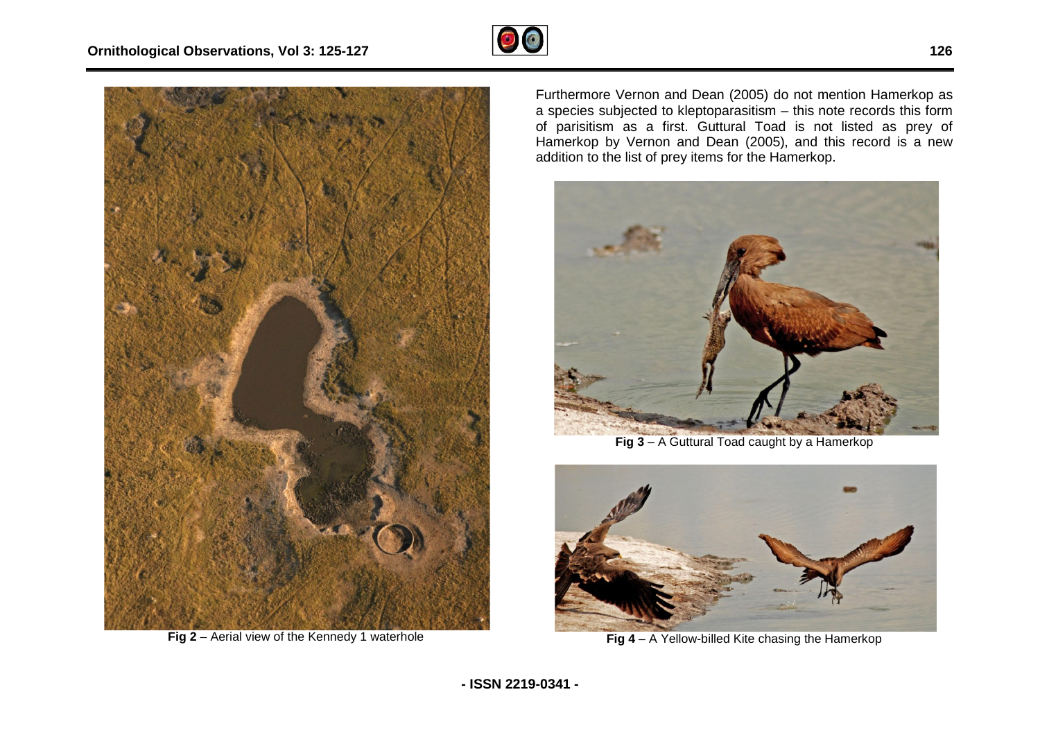Fig 2 – Aerial view of the Kennedy 1 waterhole

Furthermore Vernon and Dean (2005) do not mention Hamerkop as a species subjected to kleptoparasitism – this note records this form of parisitism as a first. Guttural Toad is not listed as prey of Hamerkop by Vernon and Dean (2005), and this record is a new addition to the list of prey items for the Hamerkop.

**Fig 3** – A Guttural Toad caught by a Hamerkop

**Fig 4** – A Yellow-billed Kite chasing the Hamerkop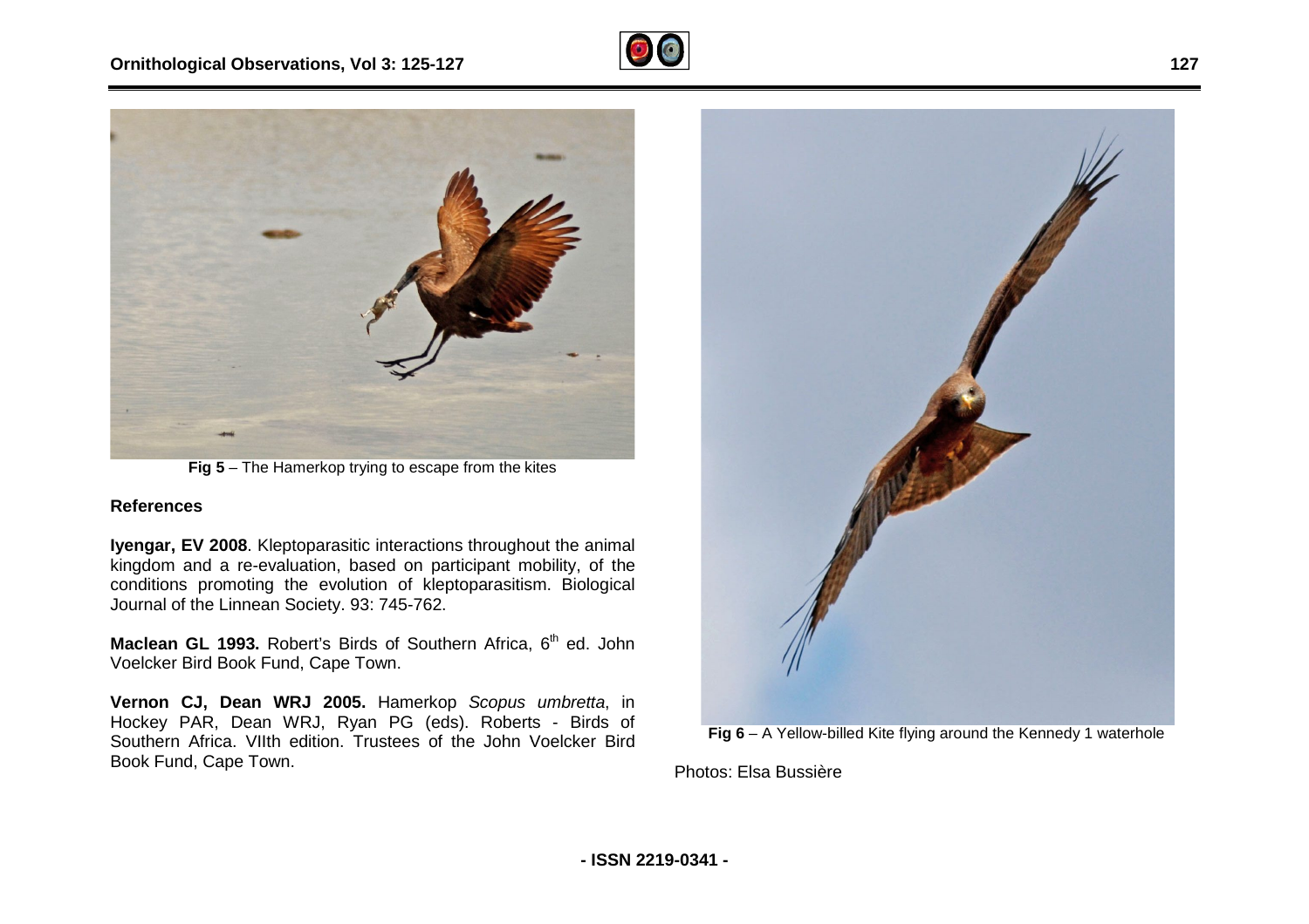Fig 5 – The Hamerkop trying to escape from the kites

## References

**Iyengar, EV 2008**. Kleptoparasitic interactions throughout the animal kingdom and a re-evaluation, based on participant mobility, of the conditions promoting the evolution of kleptoparasitism. Biological Journal of the Linnean Society. 93: 745-762.

**Maclean GL 1993.** Robert's Birds of Southern Africa, 6th ed. John Voelcker Bird Book Fund, Cape Town.

**Vernon CJ, Dean WRJ 2005.** Hamerkop *Scopus umbretta*, in Hockey PAR, Dean WRJ, Ryan PG (eds). Roberts - Birds of Southern Africa. VIIth edition. Trustees of the John Voelcker Bird Book Fund, Cape Town.

Fig 6 – A Yellow-billed Kite flying around the Kennedy 1 waterhole

Photos: Elsa Bussière